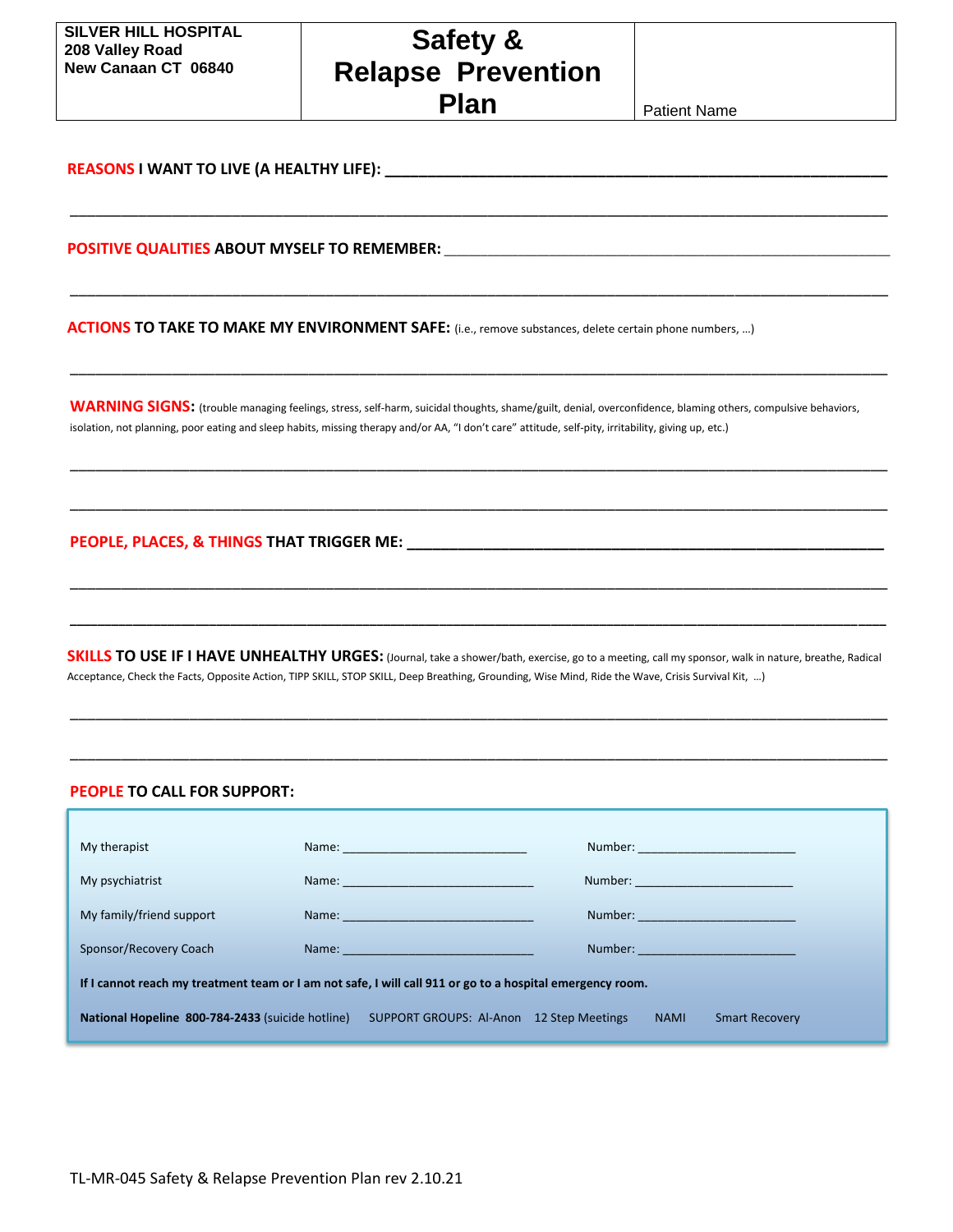| SILVER HILL HOSPITAL<br>208 Valley Road<br>New Canaan CT 06840 | # Safety & Relapse Prevention Plan | Patient Name |
|---|---|---|

**REASONS I WANT TO LIVE (A HEALTHY LIFE):** ______________________________________________

______________________________________________________________________________

**POSITIVE QUALITIES ABOUT MYSELF TO REMEMBER:** ______________________________________

______________________________________________________________________________

**ACTIONS TO TAKE TO MAKE MY ENVIRONMENT SAFE:** (i.e., remove substances, delete certain phone numbers, …)

______________________________________________________________________________

**WARNING SIGNS:** (trouble managing feelings, stress, self-harm, suicidal thoughts, shame/guilt, denial, overconfidence, blaming others, compulsive behaviors, isolation, not planning, poor eating and sleep habits, missing therapy and/or AA, "I don't care" attitude, self-pity, irritability, giving up, etc.)

______________________________________________________________________________

______________________________________________________________________________

**PEOPLE, PLACES, & THINGS THAT TRIGGER ME:** ___________________________________________

______________________________________________________________________________

______________________________________________________________________________

**SKILLS TO USE IF I HAVE UNHEALTHY URGES:** (Journal, take a shower/bath, exercise, go to a meeting, call my sponsor, walk in nature, breathe, Radical Acceptance, Check the Facts, Opposite Action, TIPP SKILL, STOP SKILL, Deep Breathing, Grounding, Wise Mind, Ride the Wave, Crisis Survival Kit, …)

______________________________________________________________________________

______________________________________________________________________________

**PEOPLE TO CALL FOR SUPPORT:**

| | | |
|---|---|---|
| My therapist | Name: ______________________ | Number: ____________________ |
| My psychiatrist | Name: ______________________ | Number: ____________________ |
| My family/friend support | Name: ______________________ | Number: ____________________ |
| Sponsor/Recovery Coach | Name: ______________________ | Number: ____________________ |

**If I cannot reach my treatment team or I am not safe, I will call 911 or go to a hospital emergency room.**

**National Hopeline 800-784-2433** (suicide hotline) SUPPORT GROUPS: Al-Anon 12 Step Meetings NAMI Smart Recovery

TL-MR-045 Safety & Relapse Prevention Plan rev 2.10.21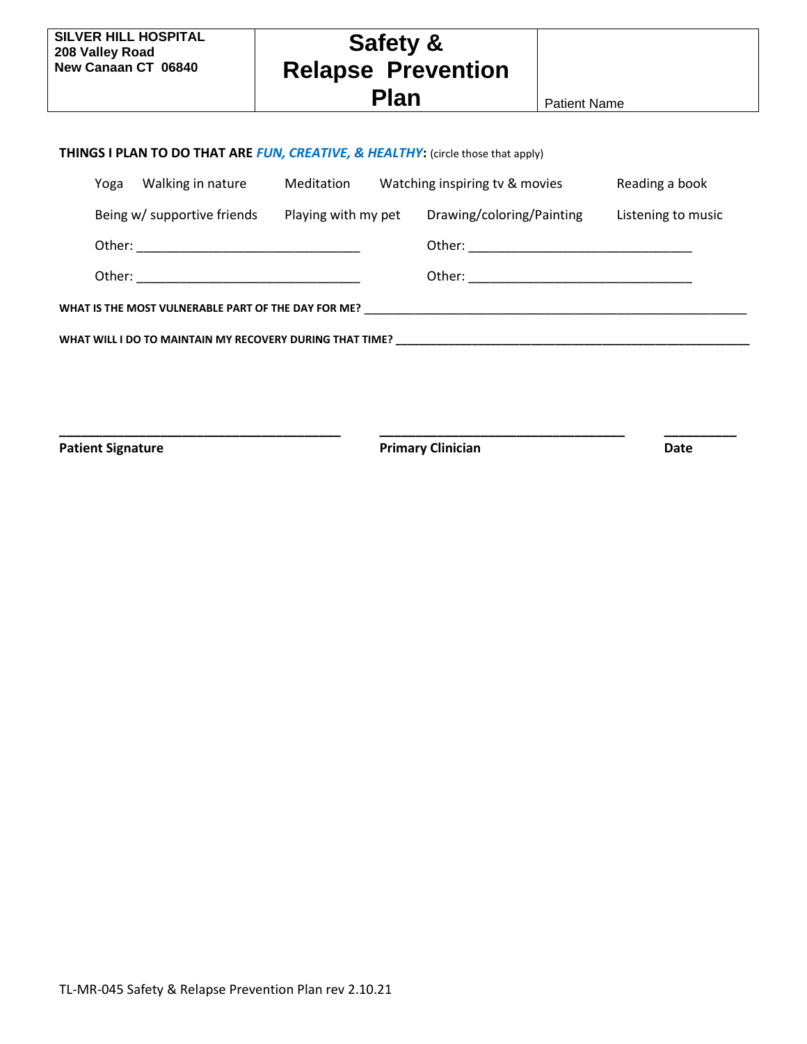| SILVER HILL HOSPITAL<br>208 Valley Road<br>New Canaan CT 06840 | **Safety & Relapse Prevention Plan** | Patient Name |
|---|---|---|

**THINGS I PLAN TO DO THAT ARE *FUN, CREATIVE, & HEALTHY*:** (circle those that apply)

| | | | |
|---|---|---|---|
| Yoga &nbsp;&nbsp; Walking in nature | Meditation | Watching inspiring tv & movies | Reading a book |
| Being w/ supportive friends | Playing with my pet | Drawing/coloring/Painting | Listening to music |

Other: ______________________________ Other: ______________________________

Other: ______________________________ Other: ______________________________

**WHAT IS THE MOST VULNERABLE PART OF THE DAY FOR ME?** ____________________________________________

**WHAT WILL I DO TO MAINTAIN MY RECOVERY DURING THAT TIME?** ____________________________________________

______________________________________ ______________________________________ __________

**Patient Signature** **Primary Clinician** **Date**

TL-MR-045 Safety & Relapse Prevention Plan rev 2.10.21